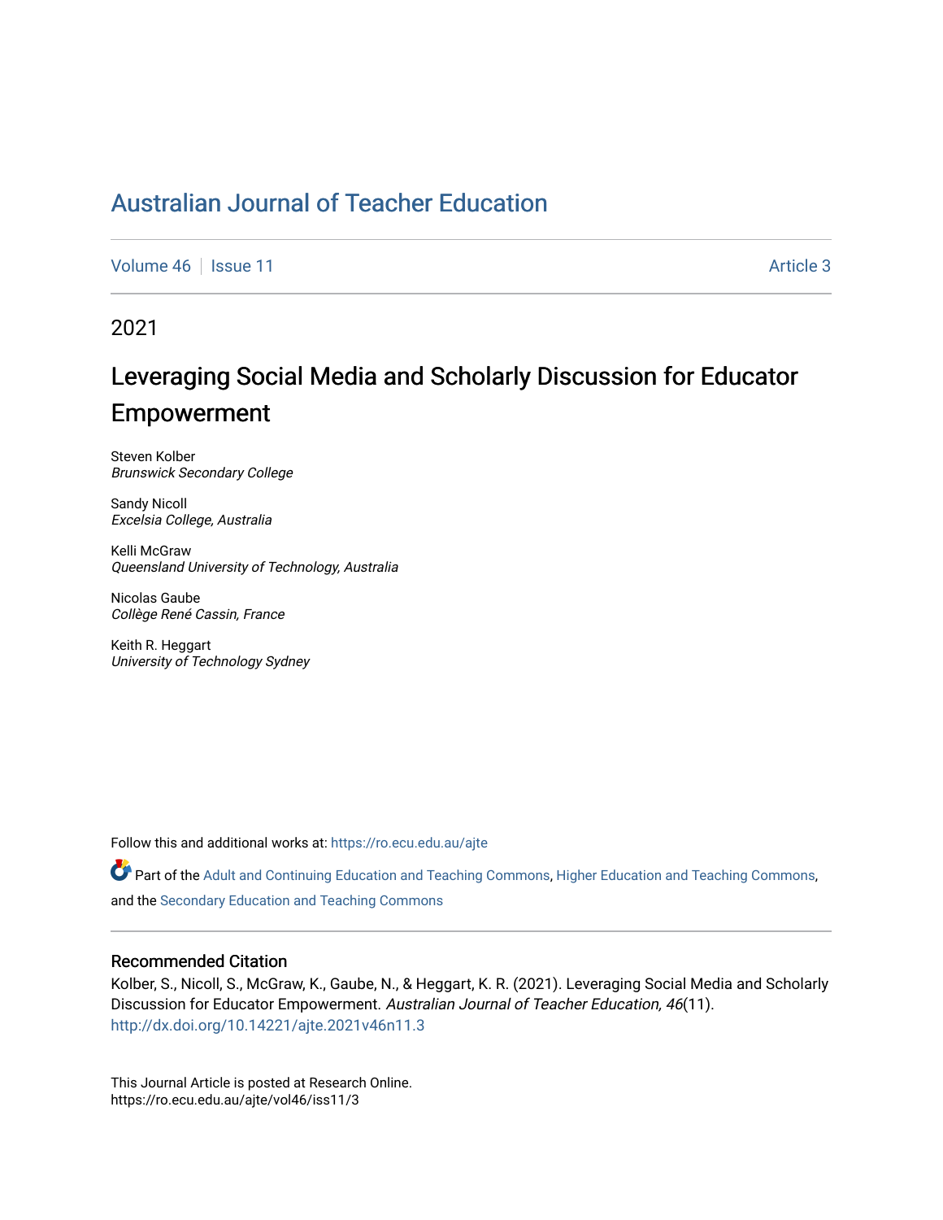# Australian Journal of Teacher Education

Volume 46 | Issue 11 | Article 3

2021

## Leveraging Social Media and Scholarly Discussion for Educator Empowerment

Steven Kolber
*Brunswick Secondary College*

Sandy Nicoll
*Excelsia College, Australia*

Kelli McGraw
*Queensland University of Technology, Australia*

Nicolas Gaube
*Collège René Cassin, France*

Keith R. Heggart
*University of Technology Sydney*

Follow this and additional works at: https://ro.ecu.edu.au/ajte

Part of the Adult and Continuing Education and Teaching Commons, Higher Education and Teaching Commons, and the Secondary Education and Teaching Commons

### Recommended Citation

Kolber, S., Nicoll, S., McGraw, K., Gaube, N., & Heggart, K. R. (2021). Leveraging Social Media and Scholarly Discussion for Educator Empowerment. *Australian Journal of Teacher Education, 46*(11). http://dx.doi.org/10.14221/ajte.2021v46n11.3

This Journal Article is posted at Research Online.
https://ro.ecu.edu.au/ajte/vol46/iss11/3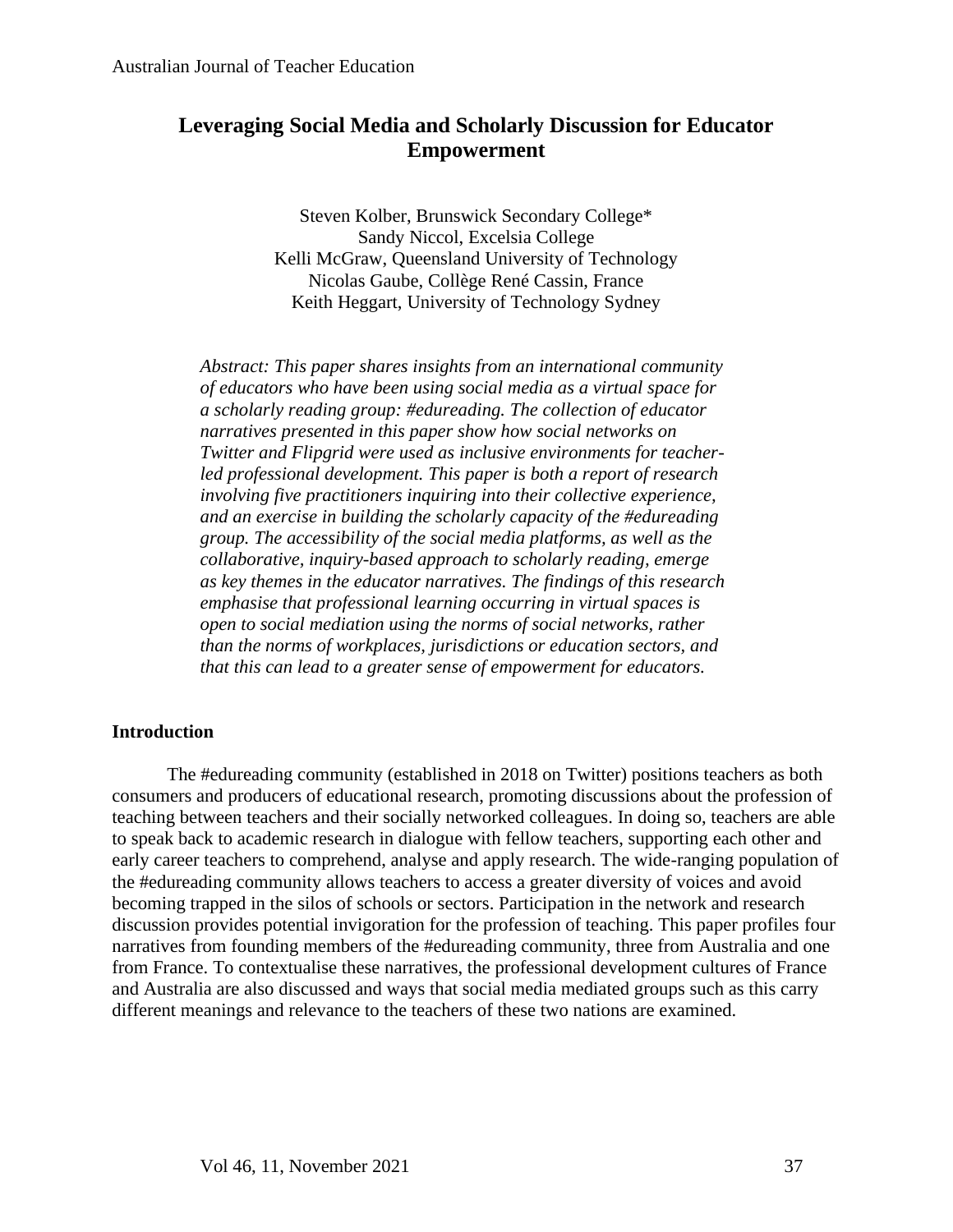# Leveraging Social Media and Scholarly Discussion for Educator Empowerment

Steven Kolber, Brunswick Secondary College*
Sandy Niccol, Excelsia College
Kelli McGraw, Queensland University of Technology
Nicolas Gaube, Collège René Cassin, France
Keith Heggart, University of Technology Sydney

*Abstract: This paper shares insights from an international community of educators who have been using social media as a virtual space for a scholarly reading group: #edureading. The collection of educator narratives presented in this paper show how social networks on Twitter and Flipgrid were used as inclusive environments for teacher-led professional development. This paper is both a report of research involving five practitioners inquiring into their collective experience, and an exercise in building the scholarly capacity of the #edureading group. The accessibility of the social media platforms, as well as the collaborative, inquiry-based approach to scholarly reading, emerge as key themes in the educator narratives. The findings of this research emphasise that professional learning occurring in virtual spaces is open to social mediation using the norms of social networks, rather than the norms of workplaces, jurisdictions or education sectors, and that this can lead to a greater sense of empowerment for educators.*

## Introduction

The #edureading community (established in 2018 on Twitter) positions teachers as both consumers and producers of educational research, promoting discussions about the profession of teaching between teachers and their socially networked colleagues. In doing so, teachers are able to speak back to academic research in dialogue with fellow teachers, supporting each other and early career teachers to comprehend, analyse and apply research. The wide-ranging population of the #edureading community allows teachers to access a greater diversity of voices and avoid becoming trapped in the silos of schools or sectors. Participation in the network and research discussion provides potential invigoration for the profession of teaching. This paper profiles four narratives from founding members of the #edureading community, three from Australia and one from France. To contextualise these narratives, the professional development cultures of France and Australia are also discussed and ways that social media mediated groups such as this carry different meanings and relevance to the teachers of these two nations are examined.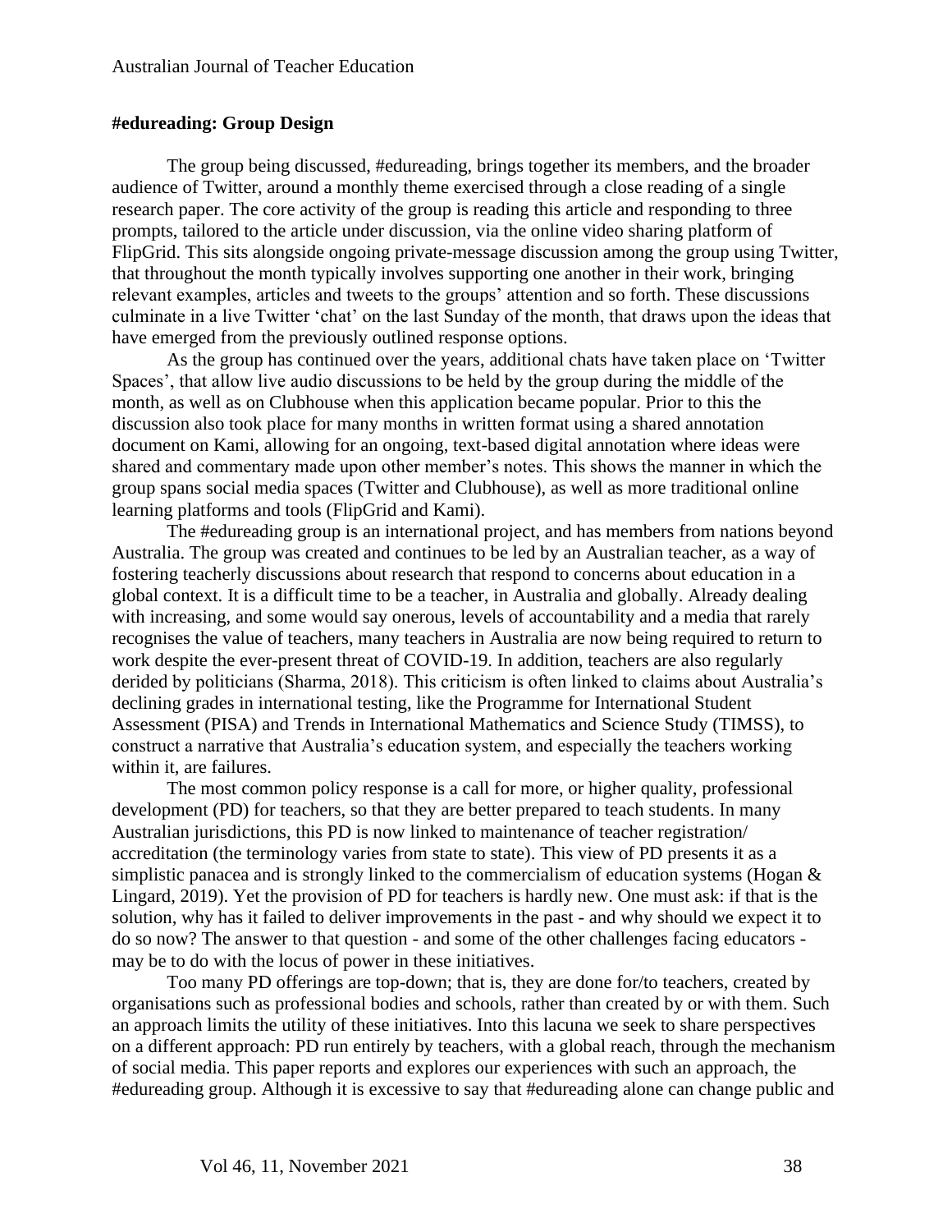### #edureading: Group Design

The group being discussed, #edureading, brings together its members, and the broader audience of Twitter, around a monthly theme exercised through a close reading of a single research paper. The core activity of the group is reading this article and responding to three prompts, tailored to the article under discussion, via the online video sharing platform of FlipGrid. This sits alongside ongoing private-message discussion among the group using Twitter, that throughout the month typically involves supporting one another in their work, bringing relevant examples, articles and tweets to the groups' attention and so forth. These discussions culminate in a live Twitter 'chat' on the last Sunday of the month, that draws upon the ideas that have emerged from the previously outlined response options.

As the group has continued over the years, additional chats have taken place on 'Twitter Spaces', that allow live audio discussions to be held by the group during the middle of the month, as well as on Clubhouse when this application became popular. Prior to this the discussion also took place for many months in written format using a shared annotation document on Kami, allowing for an ongoing, text-based digital annotation where ideas were shared and commentary made upon other member's notes. This shows the manner in which the group spans social media spaces (Twitter and Clubhouse), as well as more traditional online learning platforms and tools (FlipGrid and Kami).

The #edureading group is an international project, and has members from nations beyond Australia. The group was created and continues to be led by an Australian teacher, as a way of fostering teacherly discussions about research that respond to concerns about education in a global context. It is a difficult time to be a teacher, in Australia and globally. Already dealing with increasing, and some would say onerous, levels of accountability and a media that rarely recognises the value of teachers, many teachers in Australia are now being required to return to work despite the ever-present threat of COVID-19. In addition, teachers are also regularly derided by politicians (Sharma, 2018). This criticism is often linked to claims about Australia's declining grades in international testing, like the Programme for International Student Assessment (PISA) and Trends in International Mathematics and Science Study (TIMSS), to construct a narrative that Australia's education system, and especially the teachers working within it, are failures.

The most common policy response is a call for more, or higher quality, professional development (PD) for teachers, so that they are better prepared to teach students. In many Australian jurisdictions, this PD is now linked to maintenance of teacher registration/ accreditation (the terminology varies from state to state). This view of PD presents it as a simplistic panacea and is strongly linked to the commercialism of education systems (Hogan & Lingard, 2019). Yet the provision of PD for teachers is hardly new. One must ask: if that is the solution, why has it failed to deliver improvements in the past - and why should we expect it to do so now? The answer to that question - and some of the other challenges facing educators - may be to do with the locus of power in these initiatives.

Too many PD offerings are top-down; that is, they are done for/to teachers, created by organisations such as professional bodies and schools, rather than created by or with them. Such an approach limits the utility of these initiatives. Into this lacuna we seek to share perspectives on a different approach: PD run entirely by teachers, with a global reach, through the mechanism of social media. This paper reports and explores our experiences with such an approach, the #edureading group. Although it is excessive to say that #edureading alone can change public and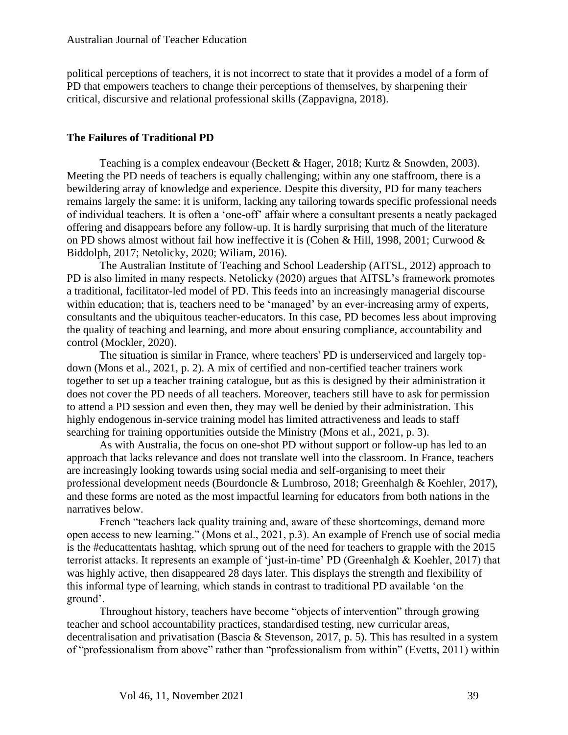political perceptions of teachers, it is not incorrect to state that it provides a model of a form of PD that empowers teachers to change their perceptions of themselves, by sharpening their critical, discursive and relational professional skills (Zappavigna, 2018).

## The Failures of Traditional PD

Teaching is a complex endeavour (Beckett & Hager, 2018; Kurtz & Snowden, 2003). Meeting the PD needs of teachers is equally challenging; within any one staffroom, there is a bewildering array of knowledge and experience. Despite this diversity, PD for many teachers remains largely the same: it is uniform, lacking any tailoring towards specific professional needs of individual teachers. It is often a 'one-off' affair where a consultant presents a neatly packaged offering and disappears before any follow-up. It is hardly surprising that much of the literature on PD shows almost without fail how ineffective it is (Cohen & Hill, 1998, 2001; Curwood & Biddolph, 2017; Netolicky, 2020; Wiliam, 2016).

The Australian Institute of Teaching and School Leadership (AITSL, 2012) approach to PD is also limited in many respects. Netolicky (2020) argues that AITSL's framework promotes a traditional, facilitator-led model of PD. This feeds into an increasingly managerial discourse within education; that is, teachers need to be 'managed' by an ever-increasing army of experts, consultants and the ubiquitous teacher-educators. In this case, PD becomes less about improving the quality of teaching and learning, and more about ensuring compliance, accountability and control (Mockler, 2020).

The situation is similar in France, where teachers' PD is underserviced and largely top-down (Mons et al., 2021, p. 2). A mix of certified and non-certified teacher trainers work together to set up a teacher training catalogue, but as this is designed by their administration it does not cover the PD needs of all teachers. Moreover, teachers still have to ask for permission to attend a PD session and even then, they may well be denied by their administration. This highly endogenous in-service training model has limited attractiveness and leads to staff searching for training opportunities outside the Ministry (Mons et al., 2021, p. 3).

As with Australia, the focus on one-shot PD without support or follow-up has led to an approach that lacks relevance and does not translate well into the classroom. In France, teachers are increasingly looking towards using social media and self-organising to meet their professional development needs (Bourdoncle & Lumbroso, 2018; Greenhalgh & Koehler, 2017), and these forms are noted as the most impactful learning for educators from both nations in the narratives below.

French "teachers lack quality training and, aware of these shortcomings, demand more open access to new learning." (Mons et al., 2021, p.3). An example of French use of social media is the #educattentats hashtag, which sprung out of the need for teachers to grapple with the 2015 terrorist attacks. It represents an example of 'just-in-time' PD (Greenhalgh & Koehler, 2017) that was highly active, then disappeared 28 days later. This displays the strength and flexibility of this informal type of learning, which stands in contrast to traditional PD available 'on the ground'.

Throughout history, teachers have become "objects of intervention" through growing teacher and school accountability practices, standardised testing, new curricular areas, decentralisation and privatisation (Bascia & Stevenson, 2017, p. 5). This has resulted in a system of "professionalism from above" rather than "professionalism from within" (Evetts, 2011) within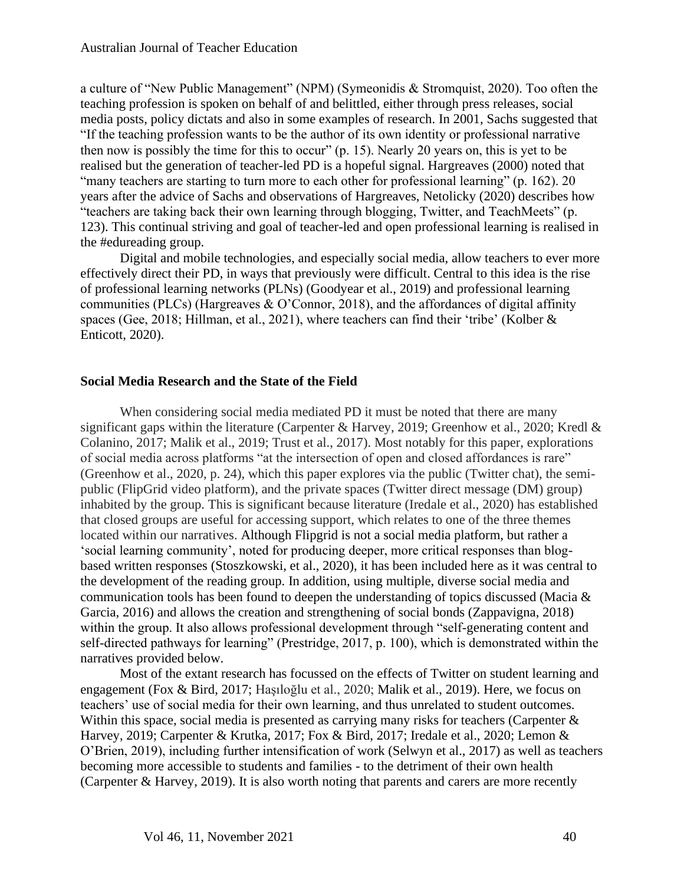a culture of "New Public Management" (NPM) (Symeonidis & Stromquist, 2020). Too often the teaching profession is spoken on behalf of and belittled, either through press releases, social media posts, policy dictats and also in some examples of research. In 2001, Sachs suggested that "If the teaching profession wants to be the author of its own identity or professional narrative then now is possibly the time for this to occur" (p. 15). Nearly 20 years on, this is yet to be realised but the generation of teacher-led PD is a hopeful signal. Hargreaves (2000) noted that "many teachers are starting to turn more to each other for professional learning" (p. 162). 20 years after the advice of Sachs and observations of Hargreaves, Netolicky (2020) describes how "teachers are taking back their own learning through blogging, Twitter, and TeachMeets" (p. 123). This continual striving and goal of teacher-led and open professional learning is realised in the #edureading group.

Digital and mobile technologies, and especially social media, allow teachers to ever more effectively direct their PD, in ways that previously were difficult. Central to this idea is the rise of professional learning networks (PLNs) (Goodyear et al., 2019) and professional learning communities (PLCs) (Hargreaves & O'Connor, 2018), and the affordances of digital affinity spaces (Gee, 2018; Hillman, et al., 2021), where teachers can find their 'tribe' (Kolber & Enticott, 2020).

### Social Media Research and the State of the Field

When considering social media mediated PD it must be noted that there are many significant gaps within the literature (Carpenter & Harvey, 2019; Greenhow et al., 2020; Kredl & Colanino, 2017; Malik et al., 2019; Trust et al., 2017). Most notably for this paper, explorations of social media across platforms "at the intersection of open and closed affordances is rare" (Greenhow et al., 2020, p. 24), which this paper explores via the public (Twitter chat), the semi-public (FlipGrid video platform), and the private spaces (Twitter direct message (DM) group) inhabited by the group. This is significant because literature (Iredale et al., 2020) has established that closed groups are useful for accessing support, which relates to one of the three themes located within our narratives. Although Flipgrid is not a social media platform, but rather a 'social learning community', noted for producing deeper, more critical responses than blog-based written responses (Stoszkowski, et al., 2020), it has been included here as it was central to the development of the reading group. In addition, using multiple, diverse social media and communication tools has been found to deepen the understanding of topics discussed (Macia & Garcia, 2016) and allows the creation and strengthening of social bonds (Zappavigna, 2018) within the group. It also allows professional development through "self-generating content and self-directed pathways for learning" (Prestridge, 2017, p. 100), which is demonstrated within the narratives provided below.

Most of the extant research has focussed on the effects of Twitter on student learning and engagement (Fox & Bird, 2017; Haşıloğlu et al., 2020; Malik et al., 2019). Here, we focus on teachers' use of social media for their own learning, and thus unrelated to student outcomes. Within this space, social media is presented as carrying many risks for teachers (Carpenter & Harvey, 2019; Carpenter & Krutka, 2017; Fox & Bird, 2017; Iredale et al., 2020; Lemon & O'Brien, 2019), including further intensification of work (Selwyn et al., 2017) as well as teachers becoming more accessible to students and families - to the detriment of their own health (Carpenter & Harvey, 2019). It is also worth noting that parents and carers are more recently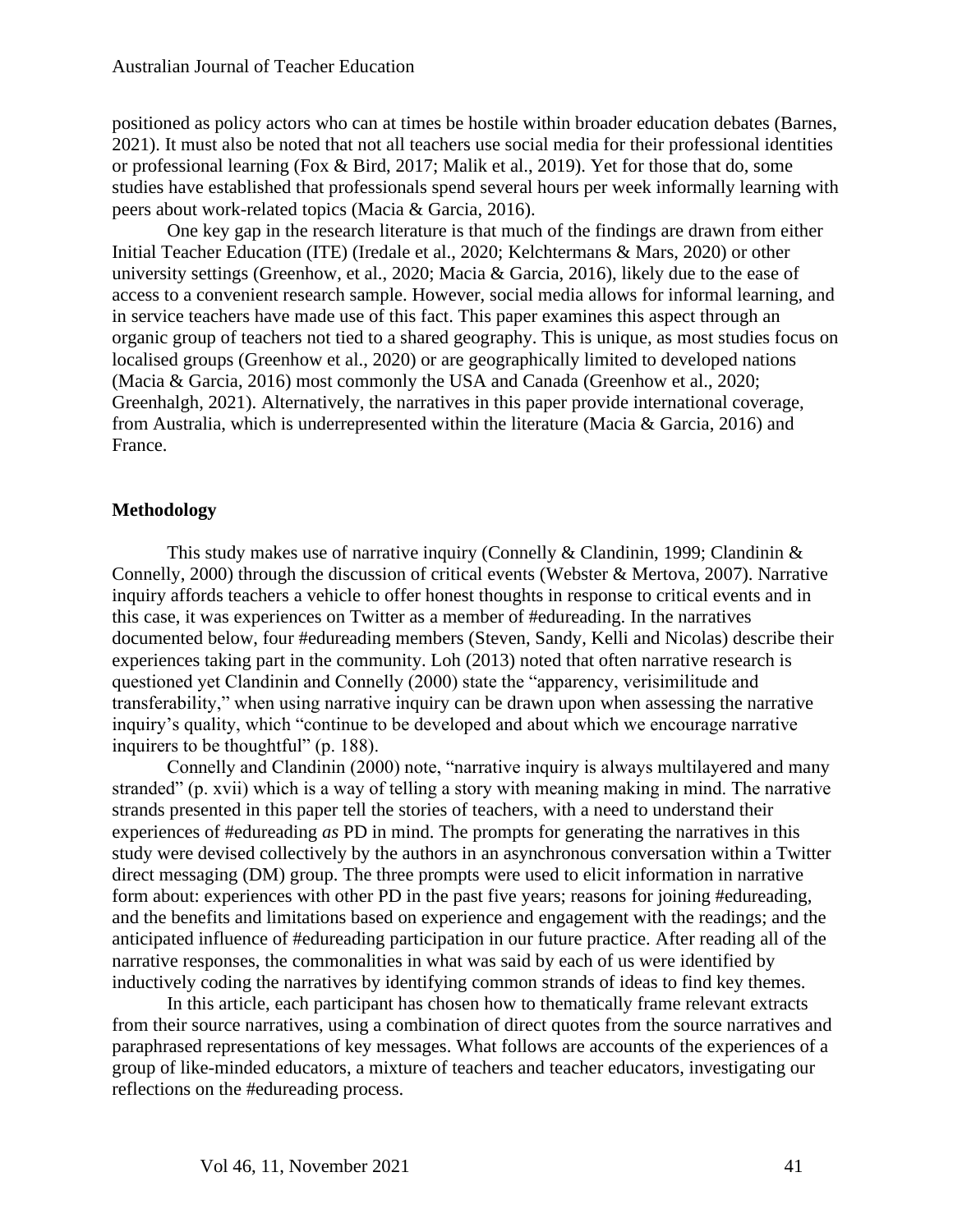positioned as policy actors who can at times be hostile within broader education debates (Barnes, 2021). It must also be noted that not all teachers use social media for their professional identities or professional learning (Fox & Bird, 2017; Malik et al., 2019). Yet for those that do, some studies have established that professionals spend several hours per week informally learning with peers about work-related topics (Macia & Garcia, 2016).

One key gap in the research literature is that much of the findings are drawn from either Initial Teacher Education (ITE) (Iredale et al., 2020; Kelchtermans & Mars, 2020) or other university settings (Greenhow, et al., 2020; Macia & Garcia, 2016), likely due to the ease of access to a convenient research sample. However, social media allows for informal learning, and in service teachers have made use of this fact. This paper examines this aspect through an organic group of teachers not tied to a shared geography. This is unique, as most studies focus on localised groups (Greenhow et al., 2020) or are geographically limited to developed nations (Macia & Garcia, 2016) most commonly the USA and Canada (Greenhow et al., 2020; Greenhalgh, 2021). Alternatively, the narratives in this paper provide international coverage, from Australia, which is underrepresented within the literature (Macia & Garcia, 2016) and France.

## Methodology

This study makes use of narrative inquiry (Connelly & Clandinin, 1999; Clandinin & Connelly, 2000) through the discussion of critical events (Webster & Mertova, 2007). Narrative inquiry affords teachers a vehicle to offer honest thoughts in response to critical events and in this case, it was experiences on Twitter as a member of #edureading. In the narratives documented below, four #edureading members (Steven, Sandy, Kelli and Nicolas) describe their experiences taking part in the community. Loh (2013) noted that often narrative research is questioned yet Clandinin and Connelly (2000) state the "apparency, verisimilitude and transferability," when using narrative inquiry can be drawn upon when assessing the narrative inquiry's quality, which "continue to be developed and about which we encourage narrative inquirers to be thoughtful" (p. 188).

Connelly and Clandinin (2000) note, "narrative inquiry is always multilayered and many stranded" (p. xvii) which is a way of telling a story with meaning making in mind. The narrative strands presented in this paper tell the stories of teachers, with a need to understand their experiences of #edureading *as* PD in mind. The prompts for generating the narratives in this study were devised collectively by the authors in an asynchronous conversation within a Twitter direct messaging (DM) group. The three prompts were used to elicit information in narrative form about: experiences with other PD in the past five years; reasons for joining #edureading, and the benefits and limitations based on experience and engagement with the readings; and the anticipated influence of #edureading participation in our future practice. After reading all of the narrative responses, the commonalities in what was said by each of us were identified by inductively coding the narratives by identifying common strands of ideas to find key themes.

In this article, each participant has chosen how to thematically frame relevant extracts from their source narratives, using a combination of direct quotes from the source narratives and paraphrased representations of key messages. What follows are accounts of the experiences of a group of like-minded educators, a mixture of teachers and teacher educators, investigating our reflections on the #edureading process.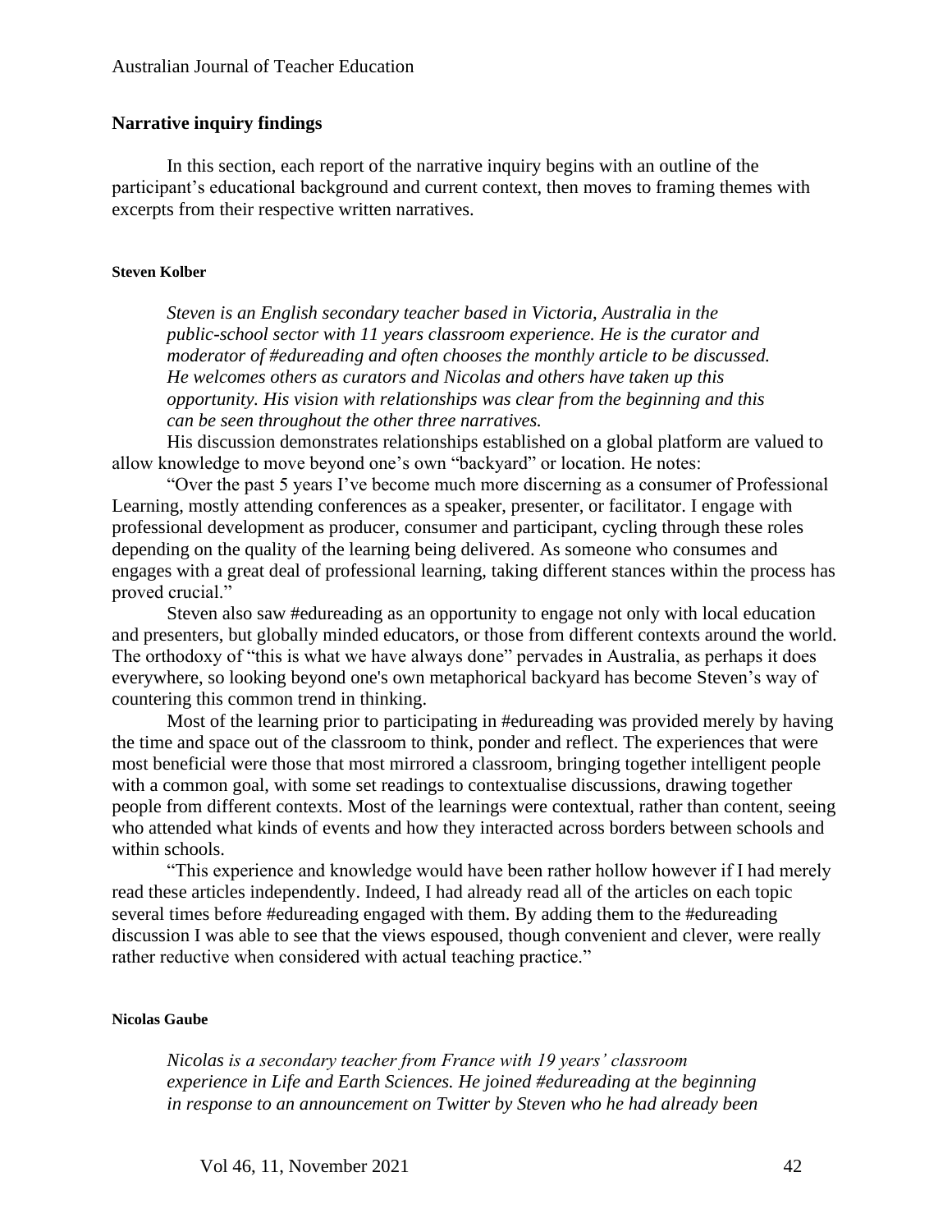## Narrative inquiry findings

In this section, each report of the narrative inquiry begins with an outline of the participant's educational background and current context, then moves to framing themes with excerpts from their respective written narratives.

#### Steven Kolber

*Steven is an English secondary teacher based in Victoria, Australia in the public-school sector with 11 years classroom experience. He is the curator and moderator of #edureading and often chooses the monthly article to be discussed. He welcomes others as curators and Nicolas and others have taken up this opportunity. His vision with relationships was clear from the beginning and this can be seen throughout the other three narratives.*

His discussion demonstrates relationships established on a global platform are valued to allow knowledge to move beyond one's own "backyard" or location. He notes:

"Over the past 5 years I've become much more discerning as a consumer of Professional Learning, mostly attending conferences as a speaker, presenter, or facilitator. I engage with professional development as producer, consumer and participant, cycling through these roles depending on the quality of the learning being delivered. As someone who consumes and engages with a great deal of professional learning, taking different stances within the process has proved crucial."

Steven also saw #edureading as an opportunity to engage not only with local education and presenters, but globally minded educators, or those from different contexts around the world. The orthodoxy of "this is what we have always done" pervades in Australia, as perhaps it does everywhere, so looking beyond one's own metaphorical backyard has become Steven's way of countering this common trend in thinking.

Most of the learning prior to participating in #edureading was provided merely by having the time and space out of the classroom to think, ponder and reflect. The experiences that were most beneficial were those that most mirrored a classroom, bringing together intelligent people with a common goal, with some set readings to contextualise discussions, drawing together people from different contexts. Most of the learnings were contextual, rather than content, seeing who attended what kinds of events and how they interacted across borders between schools and within schools.

"This experience and knowledge would have been rather hollow however if I had merely read these articles independently. Indeed, I had already read all of the articles on each topic several times before #edureading engaged with them. By adding them to the #edureading discussion I was able to see that the views espoused, though convenient and clever, were really rather reductive when considered with actual teaching practice."

#### Nicolas Gaube

*Nicolas is a secondary teacher from France with 19 years' classroom experience in Life and Earth Sciences. He joined #edureading at the beginning in response to an announcement on Twitter by Steven who he had already been*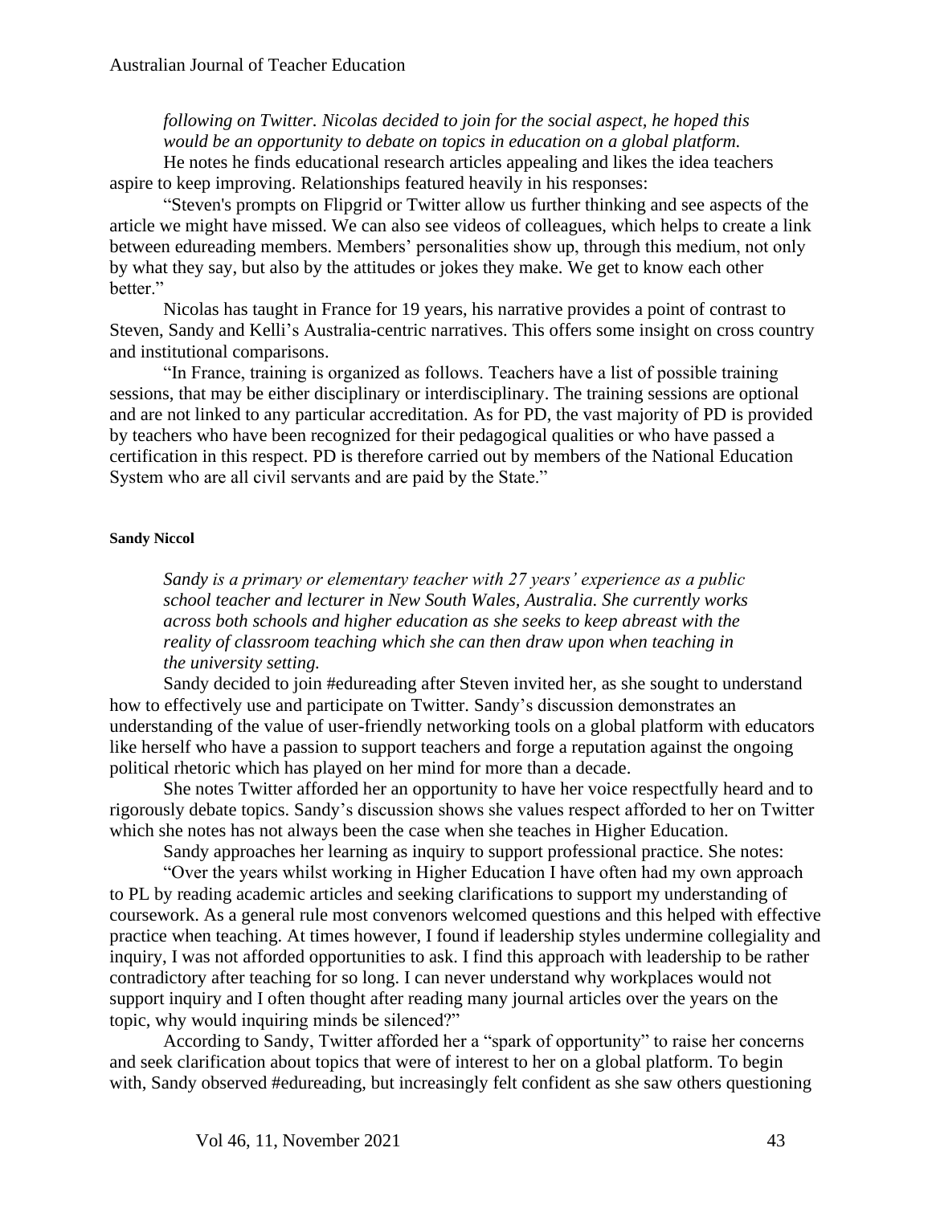*following on Twitter. Nicolas decided to join for the social aspect, he hoped this would be an opportunity to debate on topics in education on a global platform.*

He notes he finds educational research articles appealing and likes the idea teachers aspire to keep improving. Relationships featured heavily in his responses:

"Steven's prompts on Flipgrid or Twitter allow us further thinking and see aspects of the article we might have missed. We can also see videos of colleagues, which helps to create a link between edureading members. Members' personalities show up, through this medium, not only by what they say, but also by the attitudes or jokes they make. We get to know each other better."

Nicolas has taught in France for 19 years, his narrative provides a point of contrast to Steven, Sandy and Kelli's Australia-centric narratives. This offers some insight on cross country and institutional comparisons.

"In France, training is organized as follows. Teachers have a list of possible training sessions, that may be either disciplinary or interdisciplinary. The training sessions are optional and are not linked to any particular accreditation. As for PD, the vast majority of PD is provided by teachers who have been recognized for their pedagogical qualities or who have passed a certification in this respect. PD is therefore carried out by members of the National Education System who are all civil servants and are paid by the State."

#### Sandy Niccol

*Sandy is a primary or elementary teacher with 27 years' experience as a public school teacher and lecturer in New South Wales, Australia. She currently works across both schools and higher education as she seeks to keep abreast with the reality of classroom teaching which she can then draw upon when teaching in the university setting.*

Sandy decided to join #edureading after Steven invited her, as she sought to understand how to effectively use and participate on Twitter. Sandy's discussion demonstrates an understanding of the value of user-friendly networking tools on a global platform with educators like herself who have a passion to support teachers and forge a reputation against the ongoing political rhetoric which has played on her mind for more than a decade.

She notes Twitter afforded her an opportunity to have her voice respectfully heard and to rigorously debate topics. Sandy's discussion shows she values respect afforded to her on Twitter which she notes has not always been the case when she teaches in Higher Education.

Sandy approaches her learning as inquiry to support professional practice. She notes:

"Over the years whilst working in Higher Education I have often had my own approach to PL by reading academic articles and seeking clarifications to support my understanding of coursework. As a general rule most convenors welcomed questions and this helped with effective practice when teaching. At times however, I found if leadership styles undermine collegiality and inquiry, I was not afforded opportunities to ask. I find this approach with leadership to be rather contradictory after teaching for so long. I can never understand why workplaces would not support inquiry and I often thought after reading many journal articles over the years on the topic, why would inquiring minds be silenced?"

According to Sandy, Twitter afforded her a "spark of opportunity" to raise her concerns and seek clarification about topics that were of interest to her on a global platform. To begin with, Sandy observed #edureading, but increasingly felt confident as she saw others questioning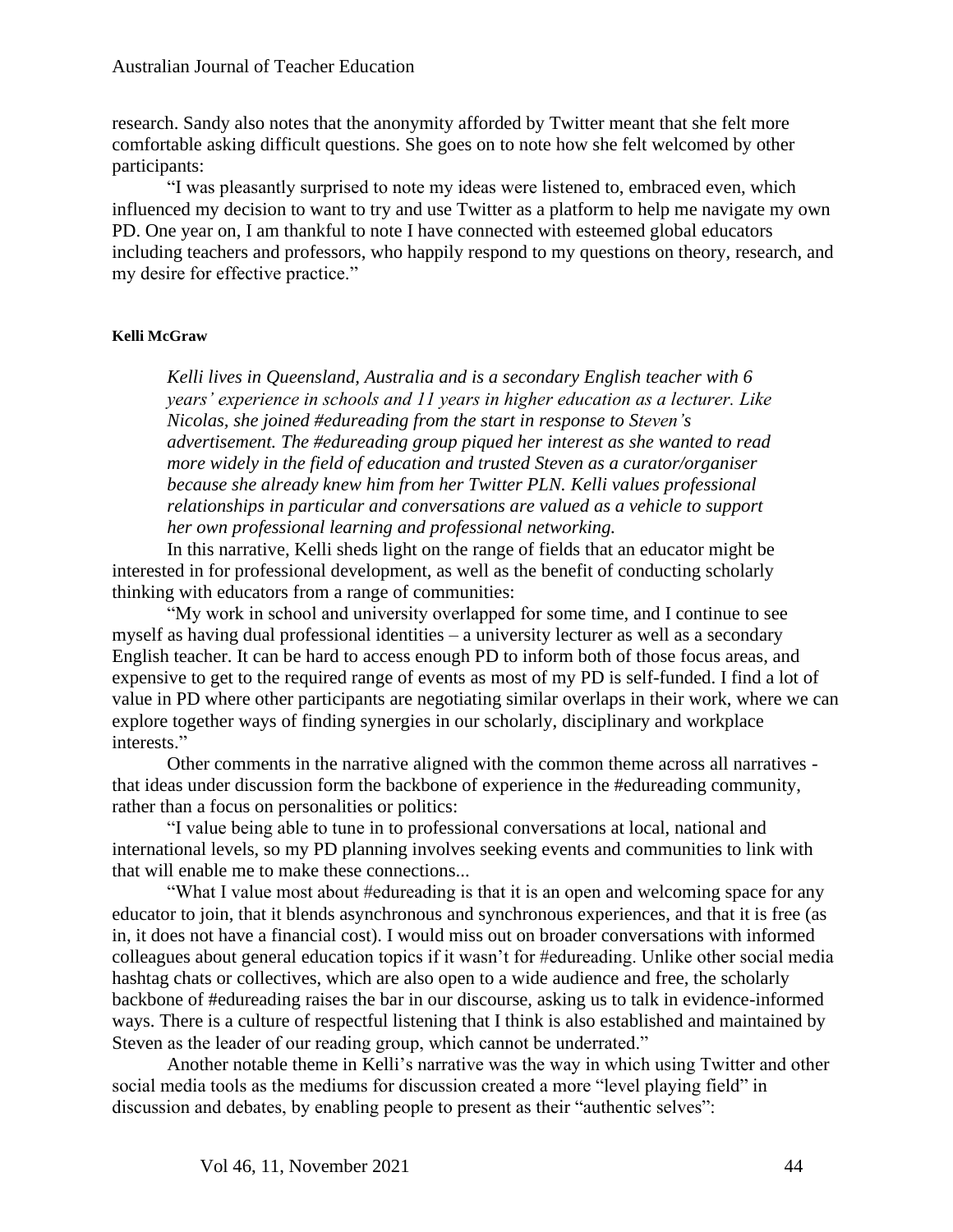research. Sandy also notes that the anonymity afforded by Twitter meant that she felt more comfortable asking difficult questions. She goes on to note how she felt welcomed by other participants:

"I was pleasantly surprised to note my ideas were listened to, embraced even, which influenced my decision to want to try and use Twitter as a platform to help me navigate my own PD. One year on, I am thankful to note I have connected with esteemed global educators including teachers and professors, who happily respond to my questions on theory, research, and my desire for effective practice."

#### Kelli McGraw

*Kelli lives in Queensland, Australia and is a secondary English teacher with 6 years' experience in schools and 11 years in higher education as a lecturer. Like Nicolas, she joined #edureading from the start in response to Steven's advertisement. The #edureading group piqued her interest as she wanted to read more widely in the field of education and trusted Steven as a curator/organiser because she already knew him from her Twitter PLN. Kelli values professional relationships in particular and conversations are valued as a vehicle to support her own professional learning and professional networking.*

In this narrative, Kelli sheds light on the range of fields that an educator might be interested in for professional development, as well as the benefit of conducting scholarly thinking with educators from a range of communities:

"My work in school and university overlapped for some time, and I continue to see myself as having dual professional identities – a university lecturer as well as a secondary English teacher. It can be hard to access enough PD to inform both of those focus areas, and expensive to get to the required range of events as most of my PD is self-funded. I find a lot of value in PD where other participants are negotiating similar overlaps in their work, where we can explore together ways of finding synergies in our scholarly, disciplinary and workplace interests."

Other comments in the narrative aligned with the common theme across all narratives - that ideas under discussion form the backbone of experience in the #edureading community, rather than a focus on personalities or politics:

"I value being able to tune in to professional conversations at local, national and international levels, so my PD planning involves seeking events and communities to link with that will enable me to make these connections...

"What I value most about #edureading is that it is an open and welcoming space for any educator to join, that it blends asynchronous and synchronous experiences, and that it is free (as in, it does not have a financial cost). I would miss out on broader conversations with informed colleagues about general education topics if it wasn't for #edureading. Unlike other social media hashtag chats or collectives, which are also open to a wide audience and free, the scholarly backbone of #edureading raises the bar in our discourse, asking us to talk in evidence-informed ways. There is a culture of respectful listening that I think is also established and maintained by Steven as the leader of our reading group, which cannot be underrated."

Another notable theme in Kelli's narrative was the way in which using Twitter and other social media tools as the mediums for discussion created a more "level playing field" in discussion and debates, by enabling people to present as their "authentic selves":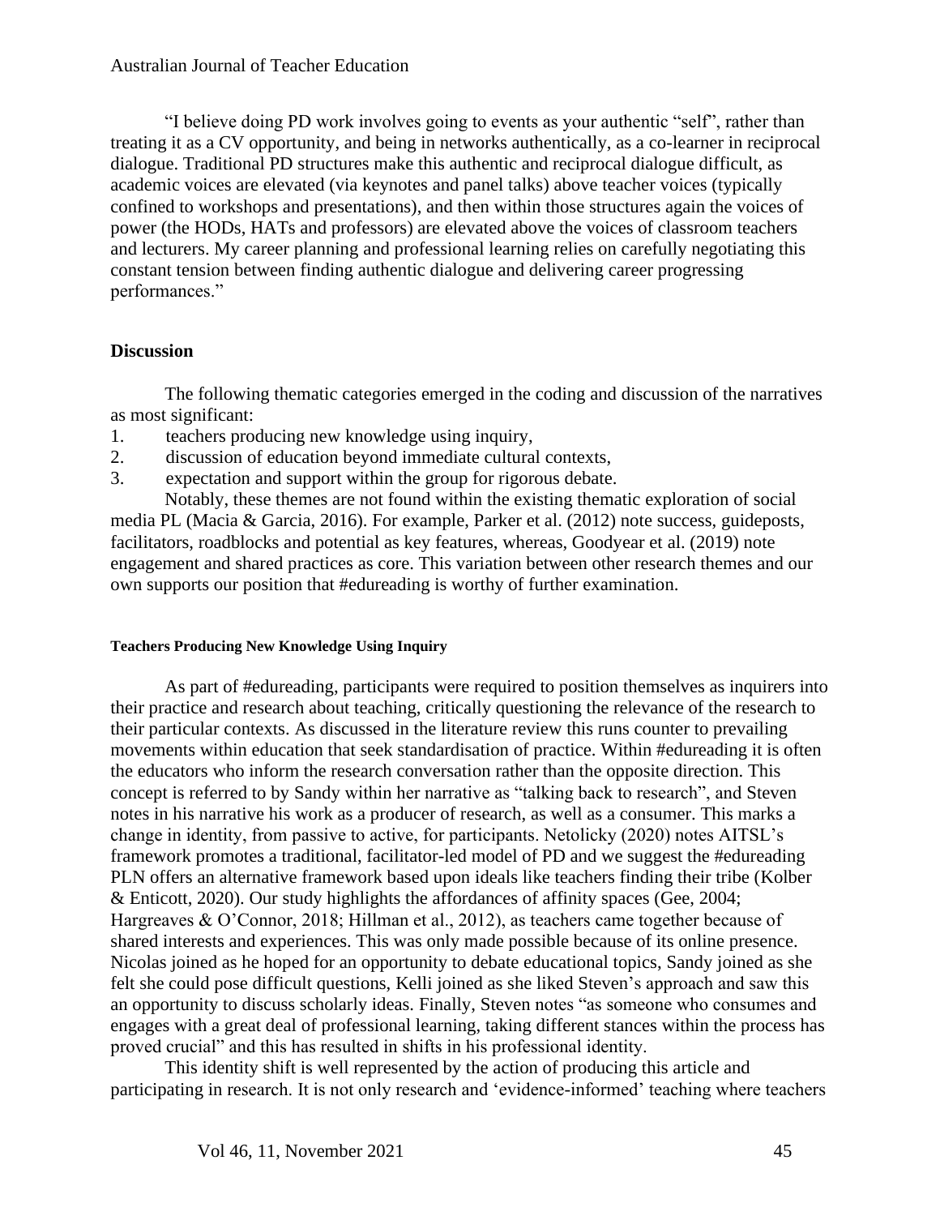"I believe doing PD work involves going to events as your authentic "self", rather than treating it as a CV opportunity, and being in networks authentically, as a co-learner in reciprocal dialogue. Traditional PD structures make this authentic and reciprocal dialogue difficult, as academic voices are elevated (via keynotes and panel talks) above teacher voices (typically confined to workshops and presentations), and then within those structures again the voices of power (the HODs, HATs and professors) are elevated above the voices of classroom teachers and lecturers. My career planning and professional learning relies on carefully negotiating this constant tension between finding authentic dialogue and delivering career progressing performances."

## Discussion

The following thematic categories emerged in the coding and discussion of the narratives as most significant:

1. teachers producing new knowledge using inquiry,
2. discussion of education beyond immediate cultural contexts,
3. expectation and support within the group for rigorous debate.

Notably, these themes are not found within the existing thematic exploration of social media PL (Macia & Garcia, 2016). For example, Parker et al. (2012) note success, guideposts, facilitators, roadblocks and potential as key features, whereas, Goodyear et al. (2019) note engagement and shared practices as core. This variation between other research themes and our own supports our position that #edureading is worthy of further examination.

### Teachers Producing New Knowledge Using Inquiry

As part of #edureading, participants were required to position themselves as inquirers into their practice and research about teaching, critically questioning the relevance of the research to their particular contexts. As discussed in the literature review this runs counter to prevailing movements within education that seek standardisation of practice. Within #edureading it is often the educators who inform the research conversation rather than the opposite direction. This concept is referred to by Sandy within her narrative as "talking back to research", and Steven notes in his narrative his work as a producer of research, as well as a consumer. This marks a change in identity, from passive to active, for participants. Netolicky (2020) notes AITSL's framework promotes a traditional, facilitator-led model of PD and we suggest the #edureading PLN offers an alternative framework based upon ideals like teachers finding their tribe (Kolber & Enticott, 2020). Our study highlights the affordances of affinity spaces (Gee, 2004; Hargreaves & O'Connor, 2018; Hillman et al., 2012), as teachers came together because of shared interests and experiences. This was only made possible because of its online presence. Nicolas joined as he hoped for an opportunity to debate educational topics, Sandy joined as she felt she could pose difficult questions, Kelli joined as she liked Steven's approach and saw this an opportunity to discuss scholarly ideas. Finally, Steven notes "as someone who consumes and engages with a great deal of professional learning, taking different stances within the process has proved crucial" and this has resulted in shifts in his professional identity.

This identity shift is well represented by the action of producing this article and participating in research. It is not only research and 'evidence-informed' teaching where teachers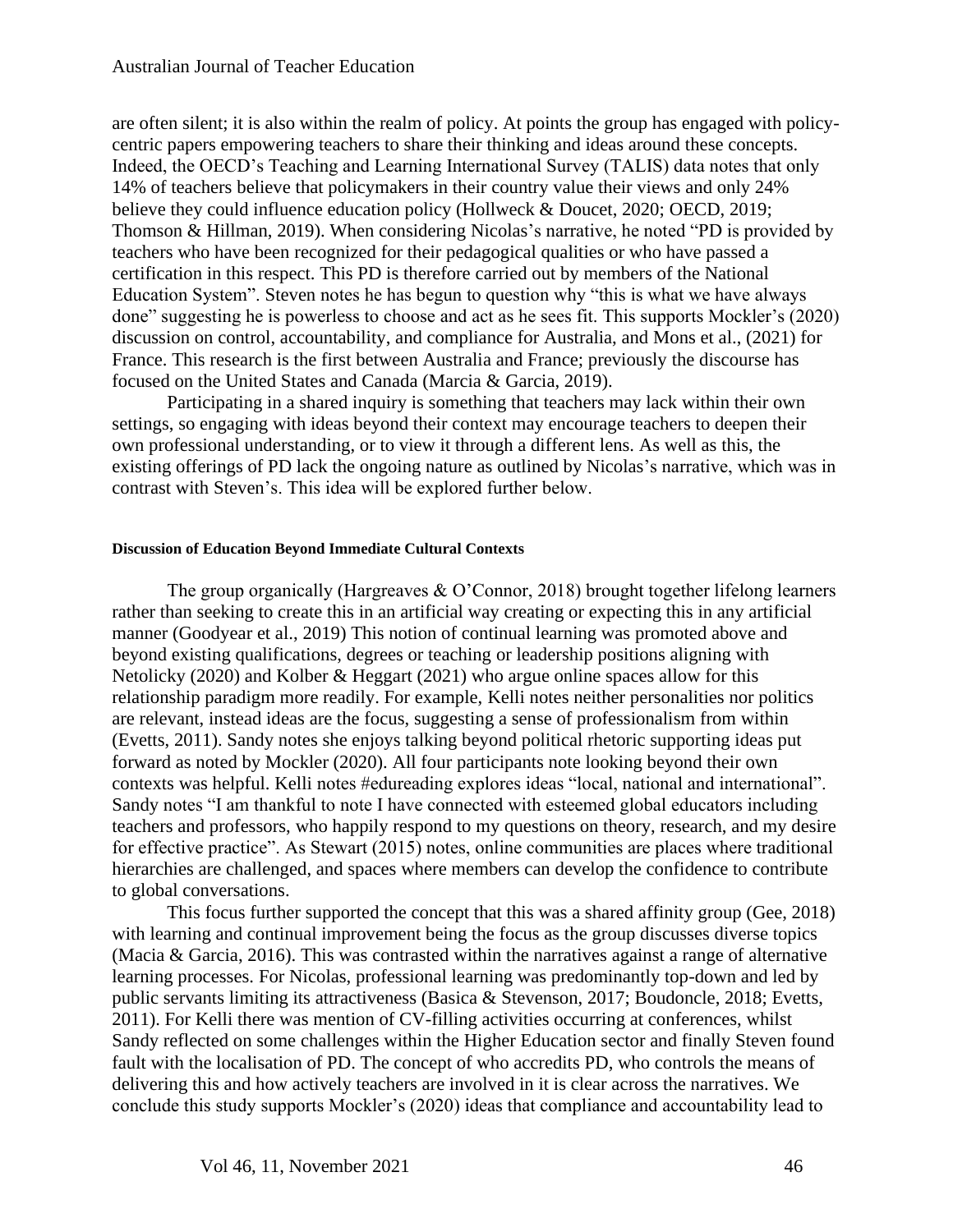are often silent; it is also within the realm of policy. At points the group has engaged with policy-centric papers empowering teachers to share their thinking and ideas around these concepts. Indeed, the OECD's Teaching and Learning International Survey (TALIS) data notes that only 14% of teachers believe that policymakers in their country value their views and only 24% believe they could influence education policy (Hollweck & Doucet, 2020; OECD, 2019; Thomson & Hillman, 2019). When considering Nicolas's narrative, he noted "PD is provided by teachers who have been recognized for their pedagogical qualities or who have passed a certification in this respect. This PD is therefore carried out by members of the National Education System". Steven notes he has begun to question why "this is what we have always done" suggesting he is powerless to choose and act as he sees fit. This supports Mockler's (2020) discussion on control, accountability, and compliance for Australia, and Mons et al., (2021) for France. This research is the first between Australia and France; previously the discourse has focused on the United States and Canada (Marcia & Garcia, 2019).

Participating in a shared inquiry is something that teachers may lack within their own settings, so engaging with ideas beyond their context may encourage teachers to deepen their own professional understanding, or to view it through a different lens. As well as this, the existing offerings of PD lack the ongoing nature as outlined by Nicolas's narrative, which was in contrast with Steven's. This idea will be explored further below.

#### Discussion of Education Beyond Immediate Cultural Contexts

The group organically (Hargreaves & O'Connor, 2018) brought together lifelong learners rather than seeking to create this in an artificial way creating or expecting this in any artificial manner (Goodyear et al., 2019) This notion of continual learning was promoted above and beyond existing qualifications, degrees or teaching or leadership positions aligning with Netolicky (2020) and Kolber & Heggart (2021) who argue online spaces allow for this relationship paradigm more readily. For example, Kelli notes neither personalities nor politics are relevant, instead ideas are the focus, suggesting a sense of professionalism from within (Evetts, 2011). Sandy notes she enjoys talking beyond political rhetoric supporting ideas put forward as noted by Mockler (2020). All four participants note looking beyond their own contexts was helpful. Kelli notes #edureading explores ideas "local, national and international". Sandy notes "I am thankful to note I have connected with esteemed global educators including teachers and professors, who happily respond to my questions on theory, research, and my desire for effective practice". As Stewart (2015) notes, online communities are places where traditional hierarchies are challenged, and spaces where members can develop the confidence to contribute to global conversations.

This focus further supported the concept that this was a shared affinity group (Gee, 2018) with learning and continual improvement being the focus as the group discusses diverse topics (Macia & Garcia, 2016). This was contrasted within the narratives against a range of alternative learning processes. For Nicolas, professional learning was predominantly top-down and led by public servants limiting its attractiveness (Basica & Stevenson, 2017; Boudoncle, 2018; Evetts, 2011). For Kelli there was mention of CV-filling activities occurring at conferences, whilst Sandy reflected on some challenges within the Higher Education sector and finally Steven found fault with the localisation of PD. The concept of who accredits PD, who controls the means of delivering this and how actively teachers are involved in it is clear across the narratives. We conclude this study supports Mockler's (2020) ideas that compliance and accountability lead to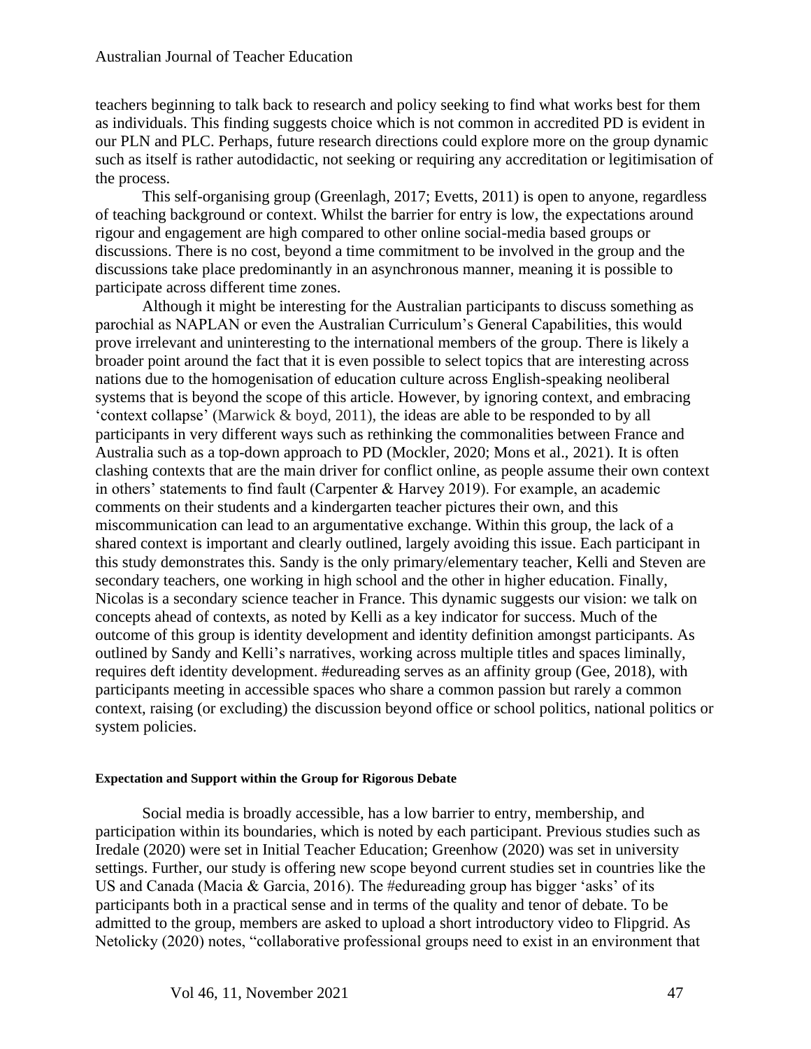teachers beginning to talk back to research and policy seeking to find what works best for them as individuals. This finding suggests choice which is not common in accredited PD is evident in our PLN and PLC. Perhaps, future research directions could explore more on the group dynamic such as itself is rather autodidactic, not seeking or requiring any accreditation or legitimisation of the process.

This self-organising group (Greenlagh, 2017; Evetts, 2011) is open to anyone, regardless of teaching background or context. Whilst the barrier for entry is low, the expectations around rigour and engagement are high compared to other online social-media based groups or discussions. There is no cost, beyond a time commitment to be involved in the group and the discussions take place predominantly in an asynchronous manner, meaning it is possible to participate across different time zones.

Although it might be interesting for the Australian participants to discuss something as parochial as NAPLAN or even the Australian Curriculum's General Capabilities, this would prove irrelevant and uninteresting to the international members of the group. There is likely a broader point around the fact that it is even possible to select topics that are interesting across nations due to the homogenisation of education culture across English-speaking neoliberal systems that is beyond the scope of this article. However, by ignoring context, and embracing 'context collapse' (Marwick & boyd, 2011), the ideas are able to be responded to by all participants in very different ways such as rethinking the commonalities between France and Australia such as a top-down approach to PD (Mockler, 2020; Mons et al., 2021). It is often clashing contexts that are the main driver for conflict online, as people assume their own context in others' statements to find fault (Carpenter & Harvey 2019). For example, an academic comments on their students and a kindergarten teacher pictures their own, and this miscommunication can lead to an argumentative exchange. Within this group, the lack of a shared context is important and clearly outlined, largely avoiding this issue. Each participant in this study demonstrates this. Sandy is the only primary/elementary teacher, Kelli and Steven are secondary teachers, one working in high school and the other in higher education. Finally, Nicolas is a secondary science teacher in France. This dynamic suggests our vision: we talk on concepts ahead of contexts, as noted by Kelli as a key indicator for success. Much of the outcome of this group is identity development and identity definition amongst participants. As outlined by Sandy and Kelli's narratives, working across multiple titles and spaces liminally, requires deft identity development. #edureading serves as an affinity group (Gee, 2018), with participants meeting in accessible spaces who share a common passion but rarely a common context, raising (or excluding) the discussion beyond office or school politics, national politics or system policies.

#### Expectation and Support within the Group for Rigorous Debate

Social media is broadly accessible, has a low barrier to entry, membership, and participation within its boundaries, which is noted by each participant. Previous studies such as Iredale (2020) were set in Initial Teacher Education; Greenhow (2020) was set in university settings. Further, our study is offering new scope beyond current studies set in countries like the US and Canada (Macia & Garcia, 2016). The #edureading group has bigger 'asks' of its participants both in a practical sense and in terms of the quality and tenor of debate. To be admitted to the group, members are asked to upload a short introductory video to Flipgrid. As Netolicky (2020) notes, "collaborative professional groups need to exist in an environment that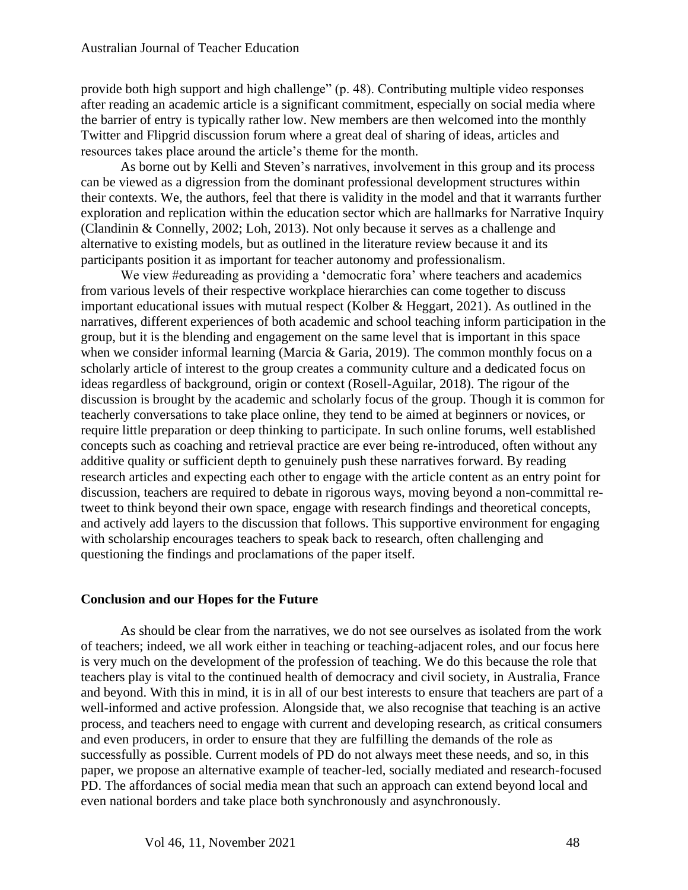provide both high support and high challenge" (p. 48). Contributing multiple video responses after reading an academic article is a significant commitment, especially on social media where the barrier of entry is typically rather low. New members are then welcomed into the monthly Twitter and Flipgrid discussion forum where a great deal of sharing of ideas, articles and resources takes place around the article's theme for the month.

As borne out by Kelli and Steven's narratives, involvement in this group and its process can be viewed as a digression from the dominant professional development structures within their contexts. We, the authors, feel that there is validity in the model and that it warrants further exploration and replication within the education sector which are hallmarks for Narrative Inquiry (Clandinin & Connelly, 2002; Loh, 2013). Not only because it serves as a challenge and alternative to existing models, but as outlined in the literature review because it and its participants position it as important for teacher autonomy and professionalism.

We view #edureading as providing a 'democratic fora' where teachers and academics from various levels of their respective workplace hierarchies can come together to discuss important educational issues with mutual respect (Kolber & Heggart, 2021). As outlined in the narratives, different experiences of both academic and school teaching inform participation in the group, but it is the blending and engagement on the same level that is important in this space when we consider informal learning (Marcia & Garia, 2019). The common monthly focus on a scholarly article of interest to the group creates a community culture and a dedicated focus on ideas regardless of background, origin or context (Rosell-Aguilar, 2018). The rigour of the discussion is brought by the academic and scholarly focus of the group. Though it is common for teacherly conversations to take place online, they tend to be aimed at beginners or novices, or require little preparation or deep thinking to participate. In such online forums, well established concepts such as coaching and retrieval practice are ever being re-introduced, often without any additive quality or sufficient depth to genuinely push these narratives forward. By reading research articles and expecting each other to engage with the article content as an entry point for discussion, teachers are required to debate in rigorous ways, moving beyond a non-committal re-tweet to think beyond their own space, engage with research findings and theoretical concepts, and actively add layers to the discussion that follows. This supportive environment for engaging with scholarship encourages teachers to speak back to research, often challenging and questioning the findings and proclamations of the paper itself.

## Conclusion and our Hopes for the Future

As should be clear from the narratives, we do not see ourselves as isolated from the work of teachers; indeed, we all work either in teaching or teaching-adjacent roles, and our focus here is very much on the development of the profession of teaching. We do this because the role that teachers play is vital to the continued health of democracy and civil society, in Australia, France and beyond. With this in mind, it is in all of our best interests to ensure that teachers are part of a well-informed and active profession. Alongside that, we also recognise that teaching is an active process, and teachers need to engage with current and developing research, as critical consumers and even producers, in order to ensure that they are fulfilling the demands of the role as successfully as possible. Current models of PD do not always meet these needs, and so, in this paper, we propose an alternative example of teacher-led, socially mediated and research-focused PD. The affordances of social media mean that such an approach can extend beyond local and even national borders and take place both synchronously and asynchronously.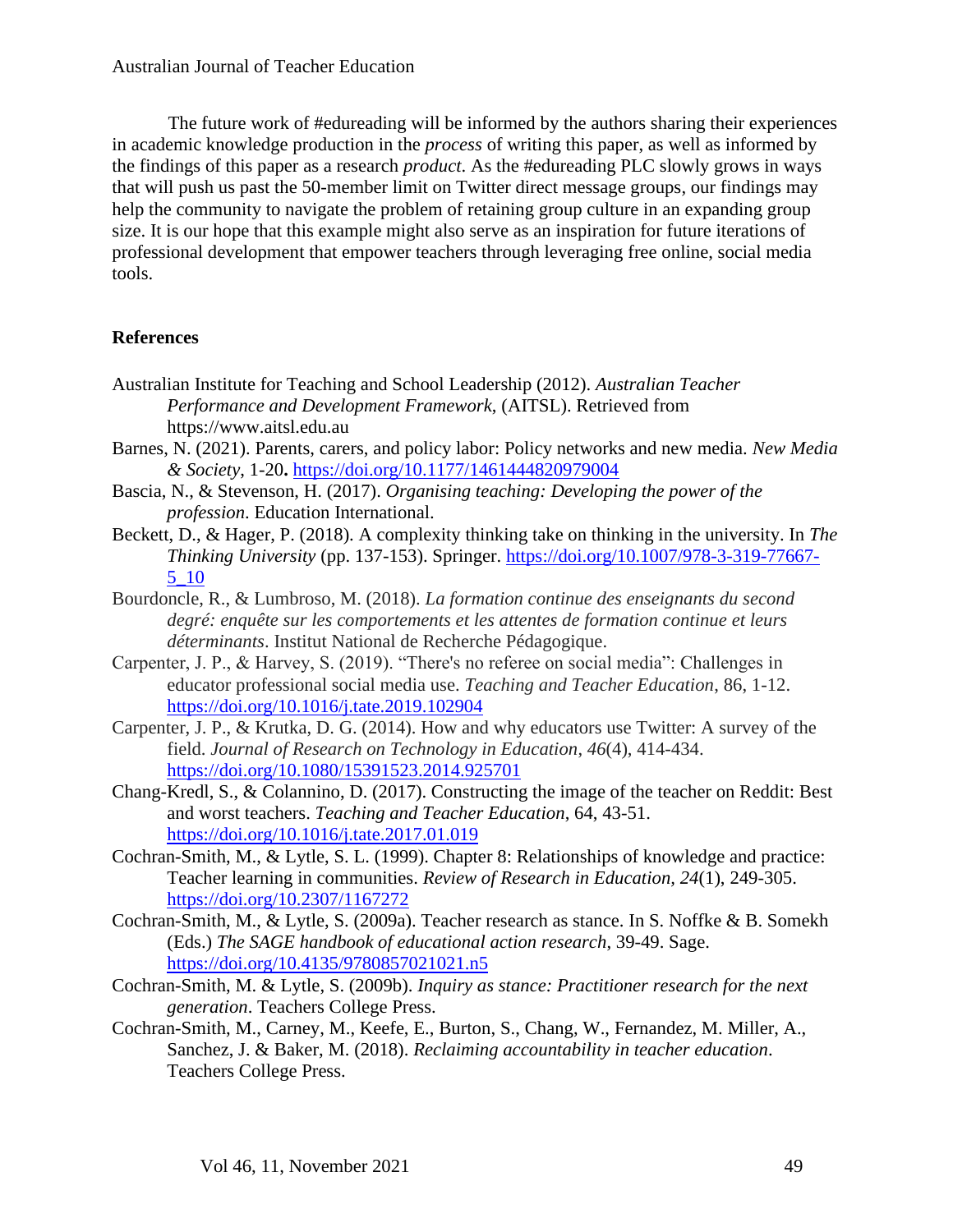The future work of #edureading will be informed by the authors sharing their experiences in academic knowledge production in the *process* of writing this paper, as well as informed by the findings of this paper as a research *product*. As the #edureading PLC slowly grows in ways that will push us past the 50-member limit on Twitter direct message groups, our findings may help the community to navigate the problem of retaining group culture in an expanding group size. It is our hope that this example might also serve as an inspiration for future iterations of professional development that empower teachers through leveraging free online, social media tools.

## References

Australian Institute for Teaching and School Leadership (2012). *Australian Teacher Performance and Development Framework*, (AITSL). Retrieved from https://www.aitsl.edu.au

Barnes, N. (2021). Parents, carers, and policy labor: Policy networks and new media. *New Media & Society*, 1-20**.** https://doi.org/10.1177/1461444820979004

Bascia, N., & Stevenson, H. (2017). *Organising teaching: Developing the power of the profession*. Education International.

Beckett, D., & Hager, P. (2018). A complexity thinking take on thinking in the university. In *The Thinking University* (pp. 137-153). Springer. https://doi.org/10.1007/978-3-319-77667-5_10

Bourdoncle, R., & Lumbroso, M. (2018). *La formation continue des enseignants du second degré: enquête sur les comportements et les attentes de formation continue et leurs déterminants*. Institut National de Recherche Pédagogique.

Carpenter, J. P., & Harvey, S. (2019). "There's no referee on social media": Challenges in educator professional social media use. *Teaching and Teacher Education*, 86, 1-12. https://doi.org/10.1016/j.tate.2019.102904

Carpenter, J. P., & Krutka, D. G. (2014). How and why educators use Twitter: A survey of the field. *Journal of Research on Technology in Education*, *46*(4), 414-434. https://doi.org/10.1080/15391523.2014.925701

Chang-Kredl, S., & Colannino, D. (2017). Constructing the image of the teacher on Reddit: Best and worst teachers. *Teaching and Teacher Education*, 64, 43-51. https://doi.org/10.1016/j.tate.2017.01.019

Cochran-Smith, M., & Lytle, S. L. (1999). Chapter 8: Relationships of knowledge and practice: Teacher learning in communities. *Review of Research in Education*, *24*(1), 249-305. https://doi.org/10.2307/1167272

Cochran-Smith, M., & Lytle, S. (2009a). Teacher research as stance. In S. Noffke & B. Somekh (Eds.) *The SAGE handbook of educational action research*, 39-49. Sage. https://doi.org/10.4135/9780857021021.n5

Cochran-Smith, M. & Lytle, S. (2009b). *Inquiry as stance: Practitioner research for the next generation*. Teachers College Press.

Cochran-Smith, M., Carney, M., Keefe, E., Burton, S., Chang, W., Fernandez, M. Miller, A., Sanchez, J. & Baker, M. (2018). *Reclaiming accountability in teacher education*. Teachers College Press.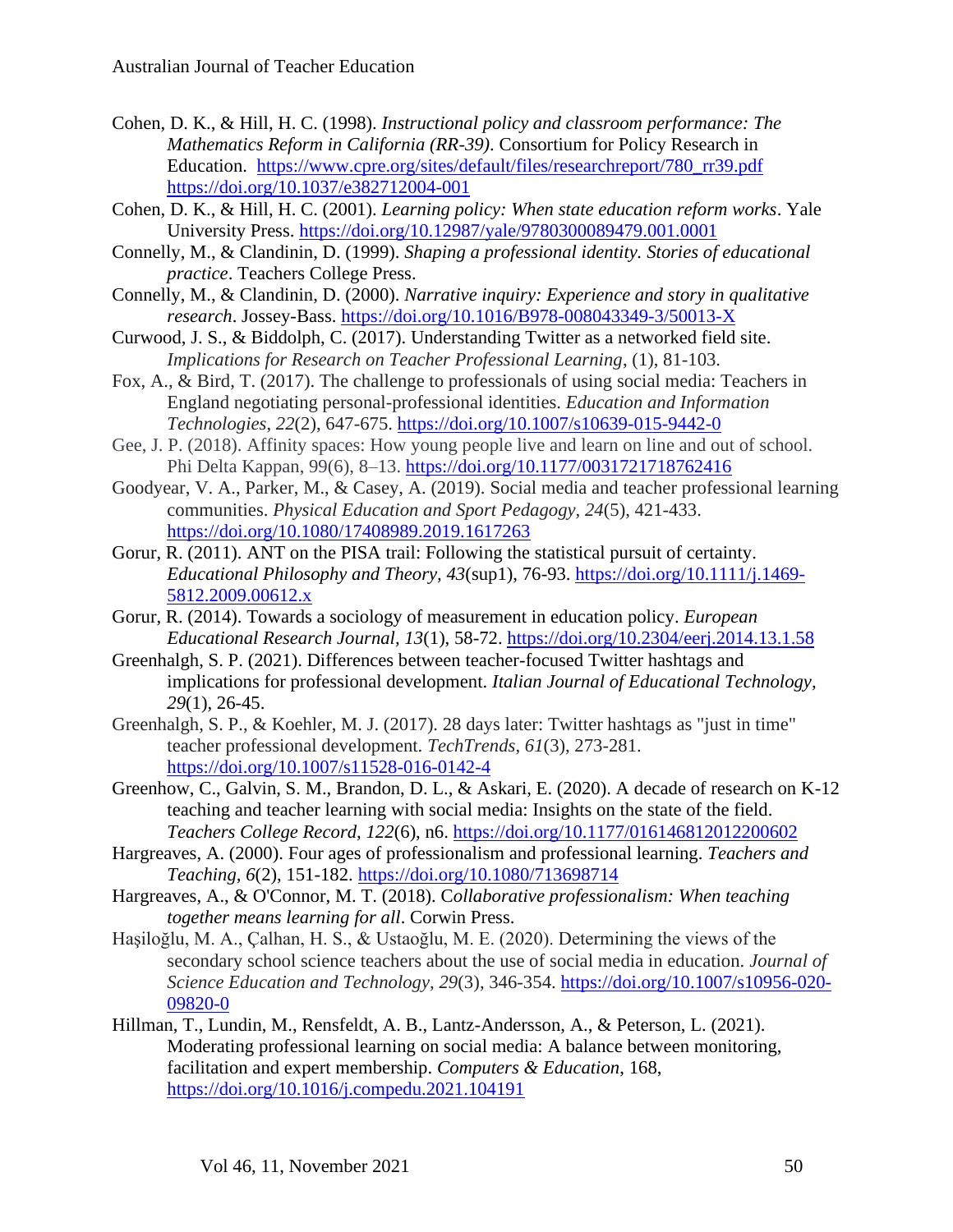Cohen, D. K., & Hill, H. C. (1998). *Instructional policy and classroom performance: The Mathematics Reform in California (RR-39)*. Consortium for Policy Research in Education. https://www.cpre.org/sites/default/files/researchreport/780_rr39.pdf https://doi.org/10.1037/e382712004-001

Cohen, D. K., & Hill, H. C. (2001). *Learning policy: When state education reform works*. Yale University Press. https://doi.org/10.12987/yale/9780300089479.001.0001

Connelly, M., & Clandinin, D. (1999). *Shaping a professional identity. Stories of educational practice*. Teachers College Press.

Connelly, M., & Clandinin, D. (2000). *Narrative inquiry: Experience and story in qualitative research*. Jossey-Bass. https://doi.org/10.1016/B978-008043349-3/50013-X

Curwood, J. S., & Biddolph, C. (2017). Understanding Twitter as a networked field site. *Implications for Research on Teacher Professional Learning*, (1), 81-103.

Fox, A., & Bird, T. (2017). The challenge to professionals of using social media: Teachers in England negotiating personal-professional identities. *Education and Information Technologies*, *22*(2), 647-675. https://doi.org/10.1007/s10639-015-9442-0

Gee, J. P. (2018). Affinity spaces: How young people live and learn on line and out of school. Phi Delta Kappan, 99(6), 8–13. https://doi.org/10.1177/0031721718762416

Goodyear, V. A., Parker, M., & Casey, A. (2019). Social media and teacher professional learning communities. *Physical Education and Sport Pedagogy*, *24*(5), 421-433. https://doi.org/10.1080/17408989.2019.1617263

Gorur, R. (2011). ANT on the PISA trail: Following the statistical pursuit of certainty. *Educational Philosophy and Theory, 43*(sup1), 76-93. https://doi.org/10.1111/j.1469-5812.2009.00612.x

Gorur, R. (2014). Towards a sociology of measurement in education policy. *European Educational Research Journal, 13*(1), 58-72. https://doi.org/10.2304/eerj.2014.13.1.58

Greenhalgh, S. P. (2021). Differences between teacher-focused Twitter hashtags and implications for professional development. *Italian Journal of Educational Technology, 29*(1), 26-45.

Greenhalgh, S. P., & Koehler, M. J. (2017). 28 days later: Twitter hashtags as "just in time" teacher professional development. *TechTrends*, *61*(3), 273-281. https://doi.org/10.1007/s11528-016-0142-4

Greenhow, C., Galvin, S. M., Brandon, D. L., & Askari, E. (2020). A decade of research on K-12 teaching and teacher learning with social media: Insights on the state of the field. *Teachers College Record*, *122*(6), n6. https://doi.org/10.1177/016146812012200602

Hargreaves, A. (2000). Four ages of professionalism and professional learning. *Teachers and Teaching*, *6*(2), 151-182. https://doi.org/10.1080/713698714

Hargreaves, A., & O'Connor, M. T. (2018). *Collaborative professionalism: When teaching together means learning for all*. Corwin Press.

Haşiloğlu, M. A., Çalhan, H. S., & Ustaoğlu, M. E. (2020). Determining the views of the secondary school science teachers about the use of social media in education. *Journal of Science Education and Technology*, *29*(3), 346-354. https://doi.org/10.1007/s10956-020-09820-0

Hillman, T., Lundin, M., Rensfeldt, A. B., Lantz-Andersson, A., & Peterson, L. (2021). Moderating professional learning on social media: A balance between monitoring, facilitation and expert membership. *Computers & Education*, 168, https://doi.org/10.1016/j.compedu.2021.104191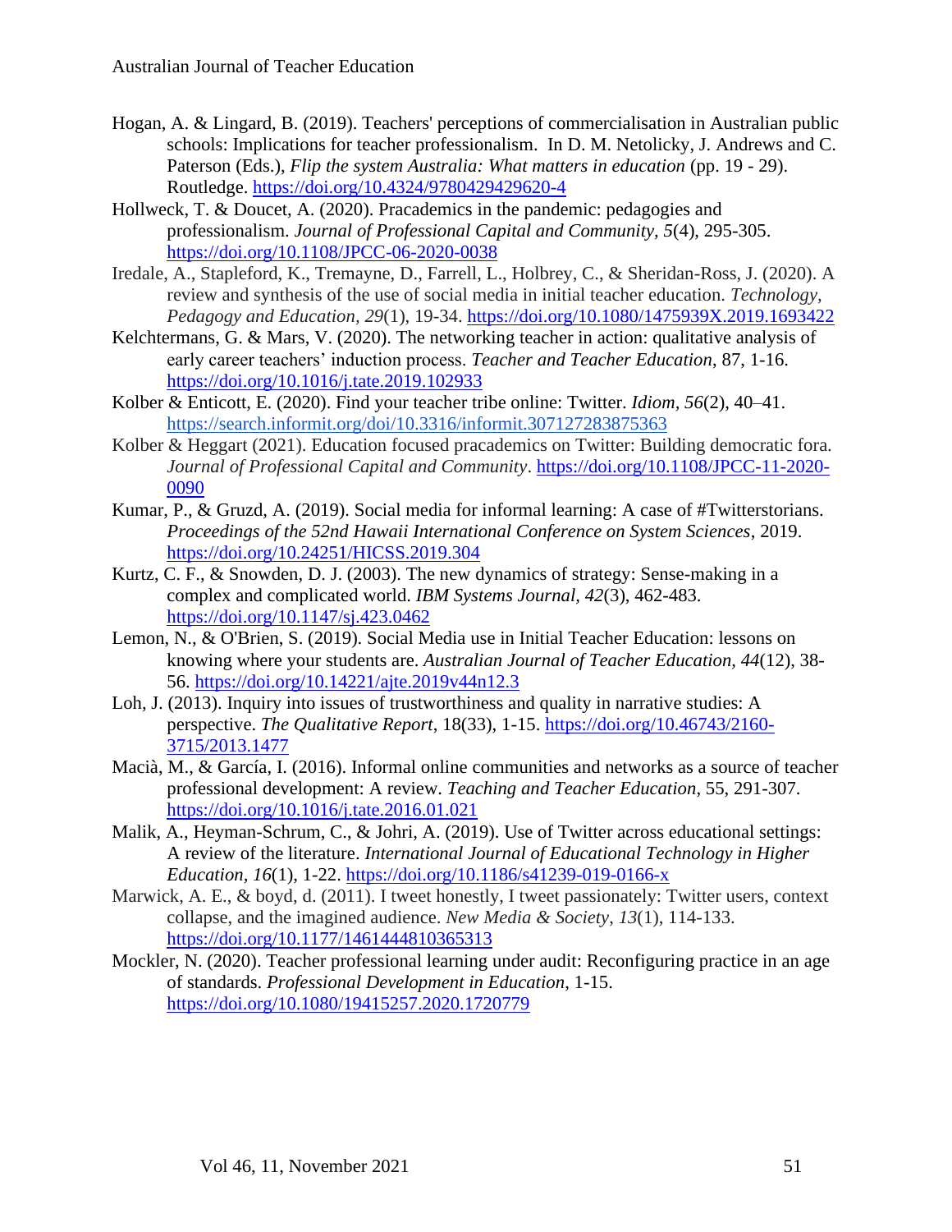Hogan, A. & Lingard, B. (2019). Teachers' perceptions of commercialisation in Australian public schools: Implications for teacher professionalism. In D. M. Netolicky, J. Andrews and C. Paterson (Eds.), *Flip the system Australia: What matters in education* (pp. 19 - 29). Routledge. https://doi.org/10.4324/9780429429620-4

Hollweck, T. & Doucet, A. (2020). Pracademics in the pandemic: pedagogies and professionalism. *Journal of Professional Capital and Community*, *5*(4), 295-305. https://doi.org/10.1108/JPCC-06-2020-0038

Iredale, A., Stapleford, K., Tremayne, D., Farrell, L., Holbrey, C., & Sheridan-Ross, J. (2020). A review and synthesis of the use of social media in initial teacher education. *Technology, Pedagogy and Education*, *29*(1), 19-34. https://doi.org/10.1080/1475939X.2019.1693422

Kelchtermans, G. & Mars, V. (2020). The networking teacher in action: qualitative analysis of early career teachers' induction process. *Teacher and Teacher Education*, 87, 1-16. https://doi.org/10.1016/j.tate.2019.102933

Kolber & Enticott, E. (2020). Find your teacher tribe online: Twitter. *Idiom*, *56*(2), 40–41. https://search.informit.org/doi/10.3316/informit.307127283875363

Kolber & Heggart (2021). Education focused pracademics on Twitter: Building democratic fora. *Journal of Professional Capital and Community*. https://doi.org/10.1108/JPCC-11-2020-0090

Kumar, P., & Gruzd, A. (2019). Social media for informal learning: A case of #Twitterstorians. *Proceedings of the 52nd Hawaii International Conference on System Sciences*, 2019. https://doi.org/10.24251/HICSS.2019.304

Kurtz, C. F., & Snowden, D. J. (2003). The new dynamics of strategy: Sense-making in a complex and complicated world. *IBM Systems Journal*, *42*(3), 462-483. https://doi.org/10.1147/sj.423.0462

Lemon, N., & O'Brien, S. (2019). Social Media use in Initial Teacher Education: lessons on knowing where your students are. *Australian Journal of Teacher Education*, *44*(12), 38-56. https://doi.org/10.14221/ajte.2019v44n12.3

Loh, J. (2013). Inquiry into issues of trustworthiness and quality in narrative studies: A perspective. *The Qualitative Report*, 18(33), 1-15. https://doi.org/10.46743/2160-3715/2013.1477

Macià, M., & García, I. (2016). Informal online communities and networks as a source of teacher professional development: A review. *Teaching and Teacher Education*, 55, 291-307. https://doi.org/10.1016/j.tate.2016.01.021

Malik, A., Heyman-Schrum, C., & Johri, A. (2019). Use of Twitter across educational settings: A review of the literature. *International Journal of Educational Technology in Higher Education*, *16*(1), 1-22. https://doi.org/10.1186/s41239-019-0166-x

Marwick, A. E., & boyd, d. (2011). I tweet honestly, I tweet passionately: Twitter users, context collapse, and the imagined audience. *New Media & Society*, *13*(1), 114-133. https://doi.org/10.1177/1461444810365313

Mockler, N. (2020). Teacher professional learning under audit: Reconfiguring practice in an age of standards. *Professional Development in Education*, 1-15. https://doi.org/10.1080/19415257.2020.1720779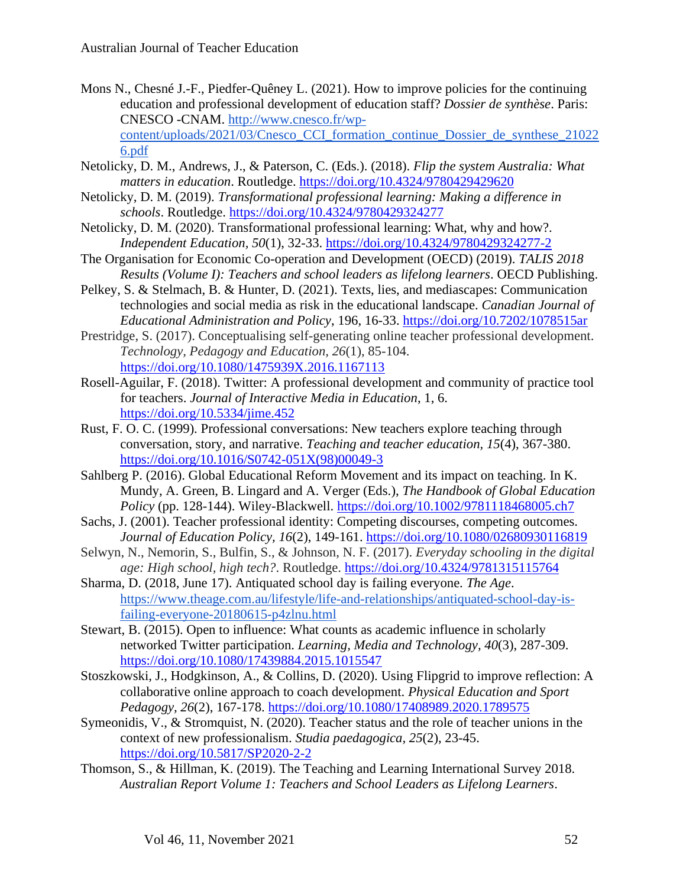Mons N., Chesné J.-F., Piedfer-Quêney L. (2021). How to improve policies for the continuing education and professional development of education staff? *Dossier de synthèse*. Paris: CNESCO -CNAM. http://www.cnesco.fr/wp-content/uploads/2021/03/Cnesco_CCI_formation_continue_Dossier_de_synthese_210226.pdf

Netolicky, D. M., Andrews, J., & Paterson, C. (Eds.). (2018). *Flip the system Australia: What matters in education*. Routledge. https://doi.org/10.4324/9780429429620

Netolicky, D. M. (2019). *Transformational professional learning: Making a difference in schools*. Routledge. https://doi.org/10.4324/9780429324277

Netolicky, D. M. (2020). Transformational professional learning: What, why and how?. *Independent Education*, *50*(1), 32-33. https://doi.org/10.4324/9780429324277-2

The Organisation for Economic Co-operation and Development (OECD) (2019). *TALIS 2018 Results (Volume I): Teachers and school leaders as lifelong learners*. OECD Publishing.

Pelkey, S. & Stelmach, B. & Hunter, D. (2021). Texts, lies, and mediascapes: Communication technologies and social media as risk in the educational landscape. *Canadian Journal of Educational Administration and Policy*, 196, 16-33. https://doi.org/10.7202/1078515ar

Prestridge, S. (2017). Conceptualising self-generating online teacher professional development. *Technology, Pedagogy and Education, 26*(1), 85-104. https://doi.org/10.1080/1475939X.2016.1167113

Rosell-Aguilar, F. (2018). Twitter: A professional development and community of practice tool for teachers. *Journal of Interactive Media in Education*, 1, 6. https://doi.org/10.5334/jime.452

Rust, F. O. C. (1999). Professional conversations: New teachers explore teaching through conversation, story, and narrative. *Teaching and teacher education, 15*(4), 367-380. https://doi.org/10.1016/S0742-051X(98)00049-3

Sahlberg P. (2016). Global Educational Reform Movement and its impact on teaching. In K. Mundy, A. Green, B. Lingard and A. Verger (Eds.), *The Handbook of Global Education Policy* (pp. 128-144). Wiley-Blackwell. https://doi.org/10.1002/9781118468005.ch7

Sachs, J. (2001). Teacher professional identity: Competing discourses, competing outcomes. *Journal of Education Policy, 16*(2), 149-161. https://doi.org/10.1080/02680930116819

Selwyn, N., Nemorin, S., Bulfin, S., & Johnson, N. F. (2017). *Everyday schooling in the digital age: High school, high tech?*. Routledge. https://doi.org/10.4324/9781315115764

Sharma, D. (2018, June 17). Antiquated school day is failing everyone. *The Age*. https://www.theage.com.au/lifestyle/life-and-relationships/antiquated-school-day-is-failing-everyone-20180615-p4zlnu.html

Stewart, B. (2015). Open to influence: What counts as academic influence in scholarly networked Twitter participation. *Learning, Media and Technology, 40*(3), 287-309. https://doi.org/10.1080/17439884.2015.1015547

Stoszkowski, J., Hodgkinson, A., & Collins, D. (2020). Using Flipgrid to improve reflection: A collaborative online approach to coach development. *Physical Education and Sport Pedagogy, 26*(2), 167-178. https://doi.org/10.1080/17408989.2020.1789575

Symeonidis, V., & Stromquist, N. (2020). Teacher status and the role of teacher unions in the context of new professionalism. *Studia paedagogica, 25*(2), 23-45. https://doi.org/10.5817/SP2020-2-2

Thomson, S., & Hillman, K. (2019). The Teaching and Learning International Survey 2018. *Australian Report Volume 1: Teachers and School Leaders as Lifelong Learners*.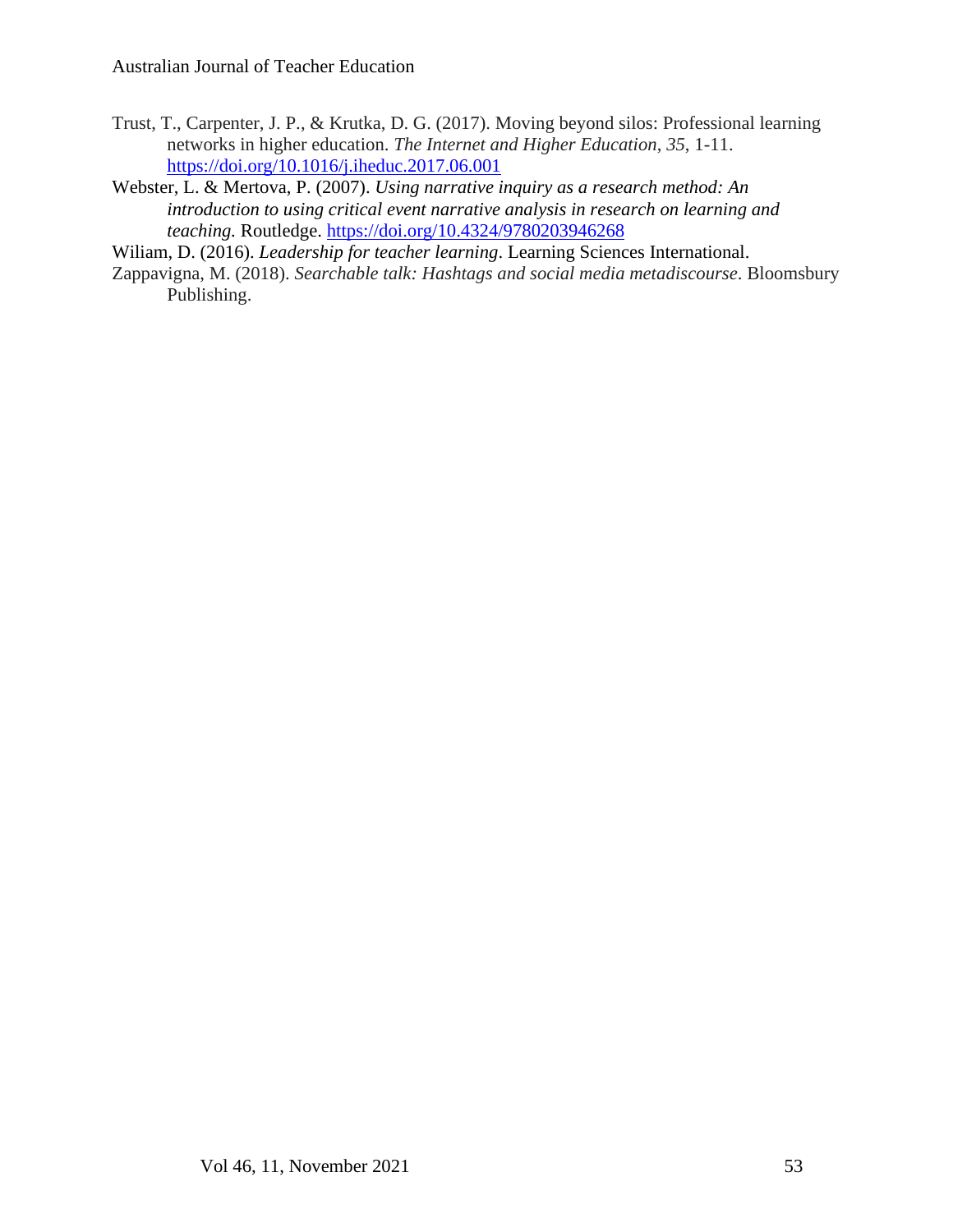Trust, T., Carpenter, J. P., & Krutka, D. G. (2017). Moving beyond silos: Professional learning networks in higher education. *The Internet and Higher Education*, *35*, 1-11. https://doi.org/10.1016/j.iheduc.2017.06.001

Webster, L. & Mertova, P. (2007). *Using narrative inquiry as a research method: An introduction to using critical event narrative analysis in research on learning and teaching.* Routledge. https://doi.org/10.4324/9780203946268

Wiliam, D. (2016). *Leadership for teacher learning*. Learning Sciences International.

Zappavigna, M. (2018). *Searchable talk: Hashtags and social media metadiscourse*. Bloomsbury Publishing.